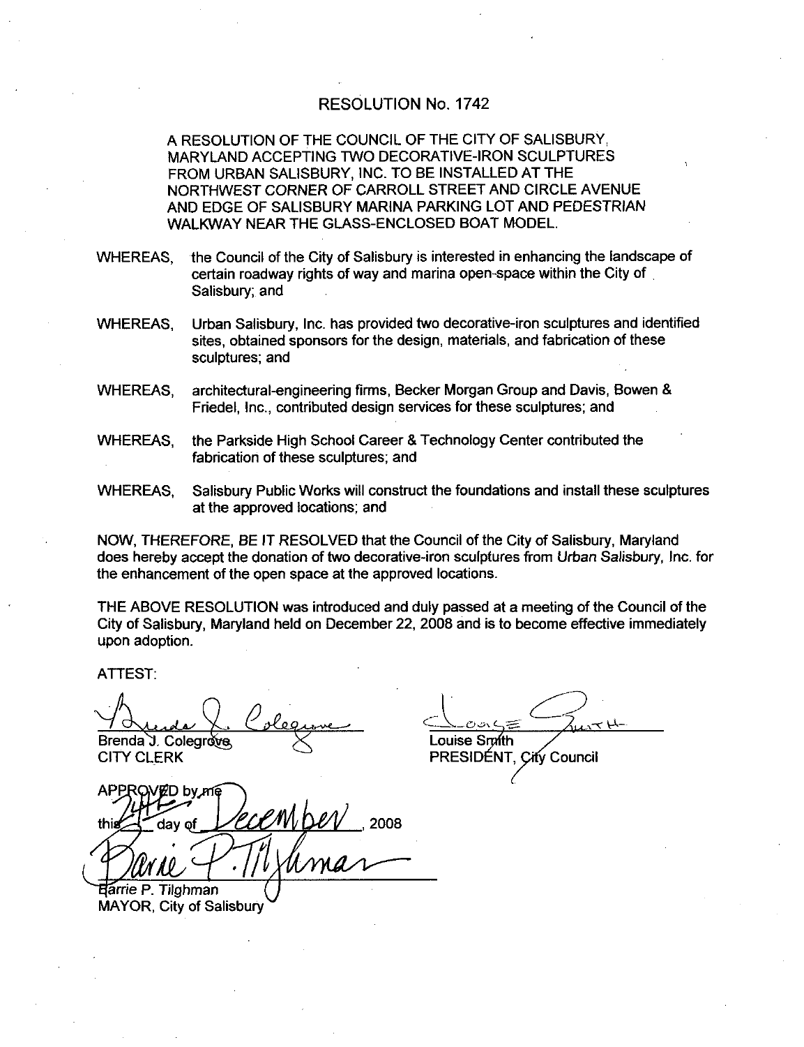# RESOLUTION No. 1742

A RESOLUTION OF THE COUNCIL OF THE CITY OF SALISBURY, MARYLAND ACCEPTING TWO DECORATIVE-IRON SCULPTURES FROM URBAN SALISBURY, INC. TO BE INSTALLED AT THE NORTHWEST CORNER OF CARROLL STREET AND CIRCLE AVENUE AND EDGE OF SALISBURY MARINA PARKING LOT AND PEDESTRIAN WALKWAY NEAR THE GLASS-ENCLOSED BOAT MODEL.

WHEREAS, the Council of the City of Salisbury is interested in enhancing the landscape of certain roadway rights of way and marina open-space within the City of Salisbury; and

WHEREAS, Urban Salisbury, Inc. has provided two decorative-iron sculptures and identified sites, obtained sponsors for the design, materials, and fabrication of these sculptures; and

WHEREAS, architectural-engineering firms, Becker Morgan Group and Davis, Bowen & Friedel, Inc., contributed design services for these sculptures; and

WHEREAS, the Parkside High School Career & Technology Center contributed the fabrication of these sculptures; and

WHEREAS, Salisbury Public Works will construct the foundations and install these sculptures at the approved locations; and

NOW, THEREFORE, BE IT RESOLVED that the Council of the City of Salisbury, Maryland does hereby accept the donation of two decorative-iron sculptures from *Urban Salisbury*, Inc. for the enhancement of the open space at the approved locations.

THE ABOVE RESOLUTION was introduced and duly passed at a meeting of the Council of the City of Salisbury, Maryland held on December 22, 2008 and is to become effective immediately upon adoption.

ATTEST:

Brenda J. Colegrove
CITY CLERK

Louise Smith
PRESIDENT, City Council

APPROVED by me
this 24th day of December, 2008

Barrie P. Tilghman
MAYOR, City of Salisbury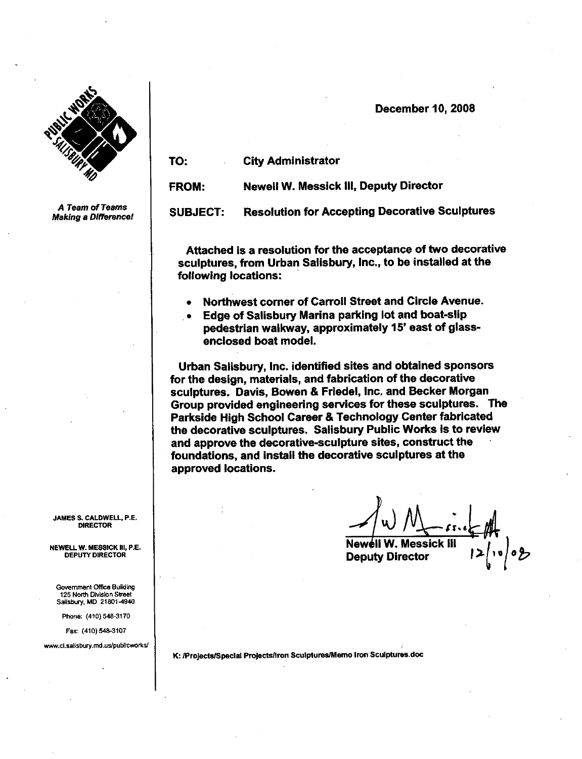PUBLIC WORKS SALISBURY MD

*A Team of Teams Making a Difference!*

December 10, 2008

**TO:** City Administrator

**FROM:** Newell W. Messick III, Deputy Director

**SUBJECT:** Resolution for Accepting Decorative Sculptures

Attached is a resolution for the acceptance of two decorative sculptures, from Urban Salisbury, Inc., to be installed at the following locations:

- Northwest corner of Carroll Street and Circle Avenue.
- Edge of Salisbury Marina parking lot and boat-slip pedestrian walkway, approximately 15' east of glass-enclosed boat model.

Urban Salisbury, Inc. identified sites and obtained sponsors for the design, materials, and fabrication of the decorative sculptures. Davis, Bowen & Friedel, Inc. and Becker Morgan Group provided engineering services for these sculptures. The Parkside High School Career & Technology Center fabricated the decorative sculptures. Salisbury Public Works is to review and approve the decorative-sculpture sites, construct the foundations, and install the decorative sculptures at the approved locations.

Newell W. Messick III
Deputy Director
12/10/08

JAMES S. CALDWELL, P.E.
DIRECTOR

NEWELL W. MESSICK III, P.E.
DEPUTY DIRECTOR

Government Office Building
125 North Division Street
Salisbury, MD 21801-4940

Phone: (410) 548-3170

Fax: (410) 548-3107

www.ci.salisbury.md.us/publicworks/

K: /Projects/Special Projects/Iron Sculptures/Memo Iron Sculptures.doc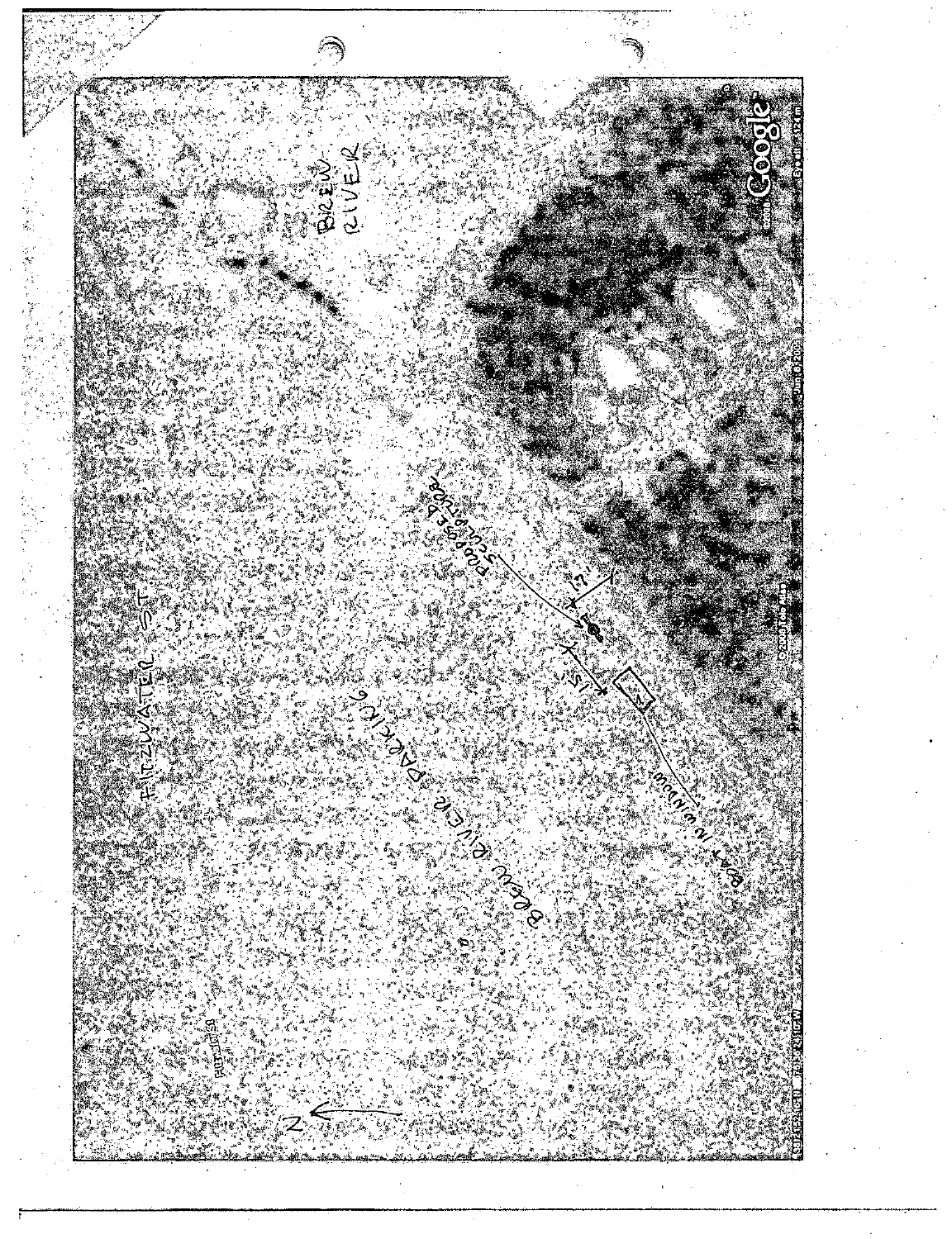FITZWATER ST

BREW RIVER

BREW RIVER PARKING

PROPOSED SCULPTURE

BOAT IN WINDOW

15'

N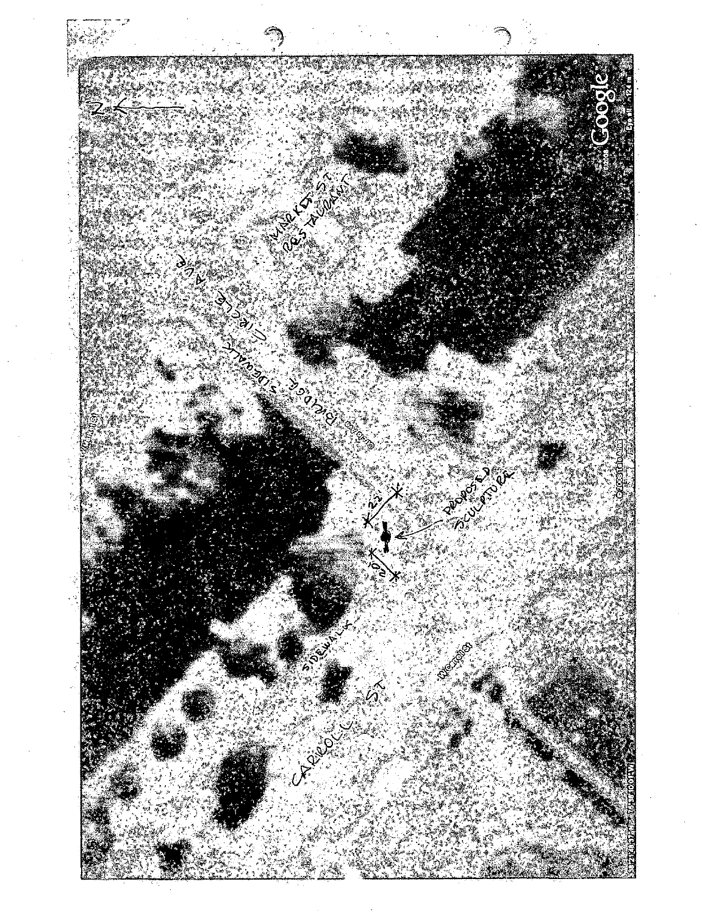N

MARKET ST
RESTAURANT

BRIDGE SIDEWALK

CIRCLE AVE

22'

PROPOSED
SCULPTURE

20'

SIDEWALK

CARROLL ST

Google